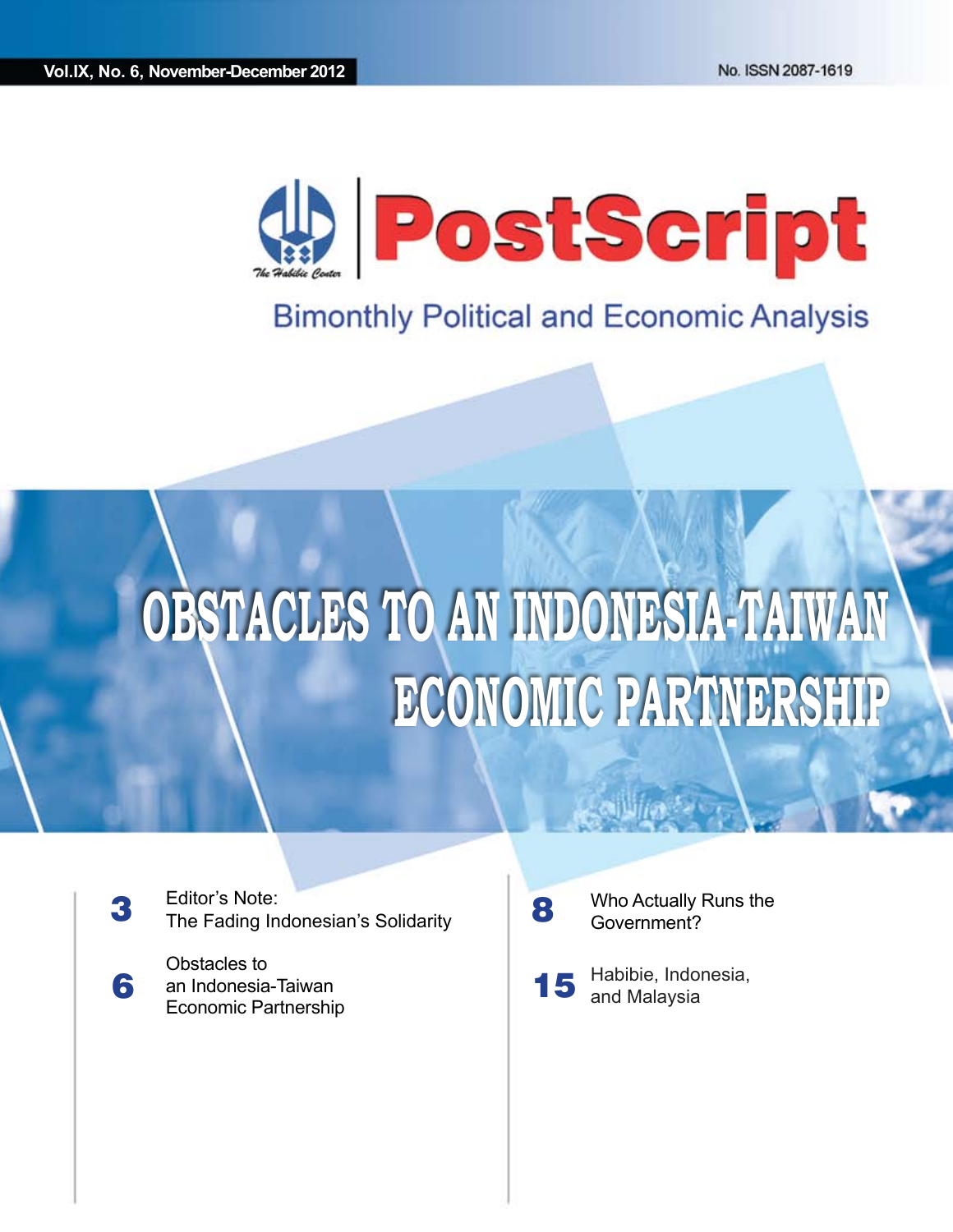Vol.IX, No. 6, November-December 2012

No. ISSN 2087-1619

The Habibie Center

# PostScript

Bimonthly Political and Economic Analysis

## OBSTACLES TO AN INDONESIA-TAIWAN ECONOMIC PARTNERSHIP

**3** Editor's Note: The Fading Indonesian's Solidarity

**6** Obstacles to an Indonesia-Taiwan Economic Partnership

**8** Who Actually Runs the Government?

**15** Habibie, Indonesia, and Malaysia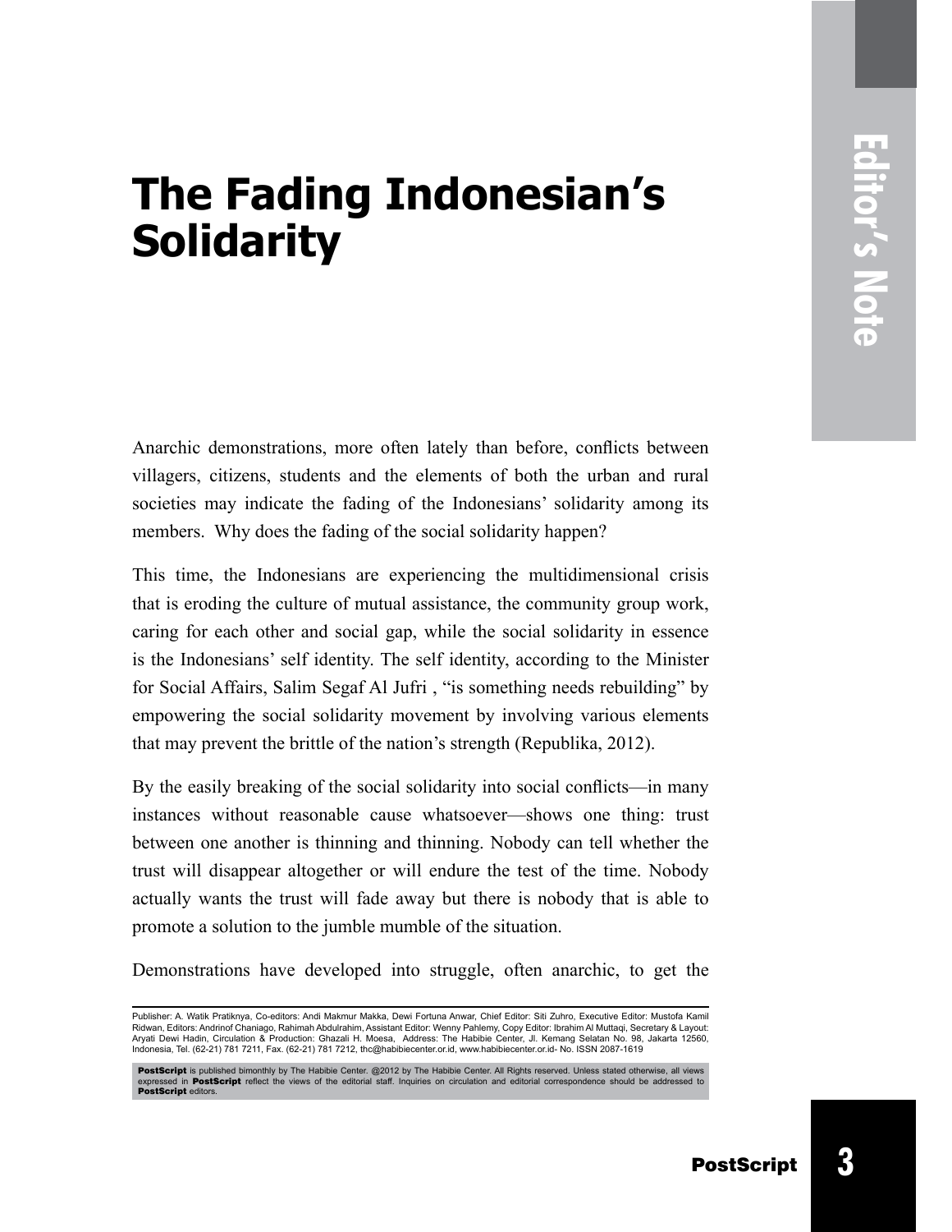# The Fading Indonesian's Solidarity

Anarchic demonstrations, more often lately than before, conflicts between villagers, citizens, students and the elements of both the urban and rural societies may indicate the fading of the Indonesians' solidarity among its members. Why does the fading of the social solidarity happen?

This time, the Indonesians are experiencing the multidimensional crisis that is eroding the culture of mutual assistance, the community group work, caring for each other and social gap, while the social solidarity in essence is the Indonesians' self identity. The self identity, according to the Minister for Social Affairs, Salim Segaf Al Jufri , "is something needs rebuilding" by empowering the social solidarity movement by involving various elements that may prevent the brittle of the nation's strength (Republika, 2012).

By the easily breaking of the social solidarity into social conflicts—in many instances without reasonable cause whatsoever—shows one thing: trust between one another is thinning and thinning. Nobody can tell whether the trust will disappear altogether or will endure the test of the time. Nobody actually wants the trust will fade away but there is nobody that is able to promote a solution to the jumble mumble of the situation.

Demonstrations have developed into struggle, often anarchic, to get the

---

Publisher: A. Watik Pratiknya, Co-editors: Andi Makmur Makka, Dewi Fortuna Anwar, Chief Editor: Siti Zuhro, Executive Editor: Mustofa Kamil Ridwan, Editors: Andrinof Chaniago, Rahimah Abdulrahim, Assistant Editor: Wenny Pahlemy, Copy Editor: Ibrahim Al Muttaqi, Secretary & Layout: Aryati Dewi Hadin, Circulation & Production: Ghazali H. Moesa, Address: The Habibie Center, Jl. Kemang Selatan No. 98, Jakarta 12560, Indonesia, Tel. (62-21) 781 7211, Fax. (62-21) 781 7212, thc@habibiecenter.or.id, www.habibiecenter.or.id- No. ISSN 2087-1619

**PostScript** is published bimonthly by The Habibie Center. @2012 by The Habibie Center. All Rights reserved. Unless stated otherwise, all views expressed in **PostScript** reflect the views of the editorial staff. Inquiries on circulation and editorial correspondence should be addressed to **PostScript** editors.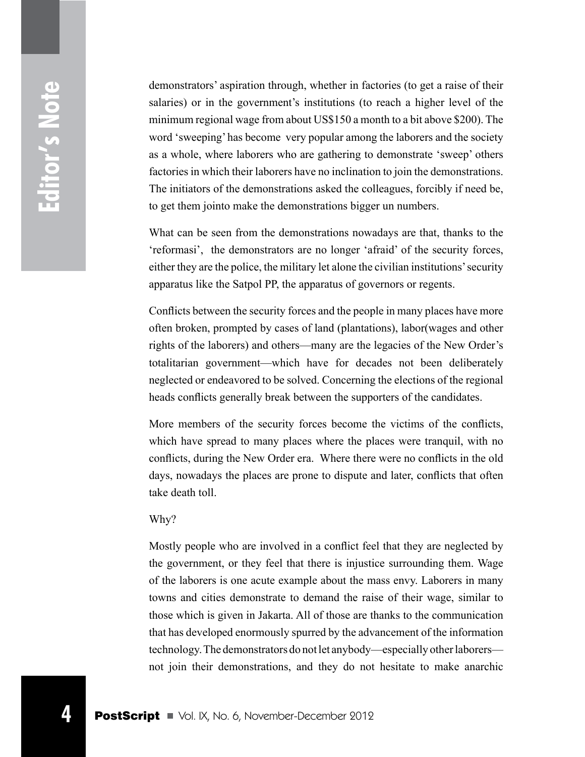demonstrators' aspiration through, whether in factories (to get a raise of their salaries) or in the government's institutions (to reach a higher level of the minimum regional wage from about US$150 a month to a bit above $200). The word 'sweeping' has become very popular among the laborers and the society as a whole, where laborers who are gathering to demonstrate 'sweep' others factories in which their laborers have no inclination to join the demonstrations. The initiators of the demonstrations asked the colleagues, forcibly if need be, to get them jointo make the demonstrations bigger un numbers.

What can be seen from the demonstrations nowadays are that, thanks to the 'reformasi', the demonstrators are no longer 'afraid' of the security forces, either they are the police, the military let alone the civilian institutions' security apparatus like the Satpol PP, the apparatus of governors or regents.

Conflicts between the security forces and the people in many places have more often broken, prompted by cases of land (plantations), labor(wages and other rights of the laborers) and others—many are the legacies of the New Order's totalitarian government—which have for decades not been deliberately neglected or endeavored to be solved. Concerning the elections of the regional heads conflicts generally break between the supporters of the candidates.

More members of the security forces become the victims of the conflicts, which have spread to many places where the places were tranquil, with no conflicts, during the New Order era. Where there were no conflicts in the old days, nowadays the places are prone to dispute and later, conflicts that often take death toll.

Why?

Mostly people who are involved in a conflict feel that they are neglected by the government, or they feel that there is injustice surrounding them. Wage of the laborers is one acute example about the mass envy. Laborers in many towns and cities demonstrate to demand the raise of their wage, similar to those which is given in Jakarta. All of those are thanks to the communication that has developed enormously spurred by the advancement of the information technology. The demonstrators do not let anybody—especially other laborers—not join their demonstrations, and they do not hesitate to make anarchic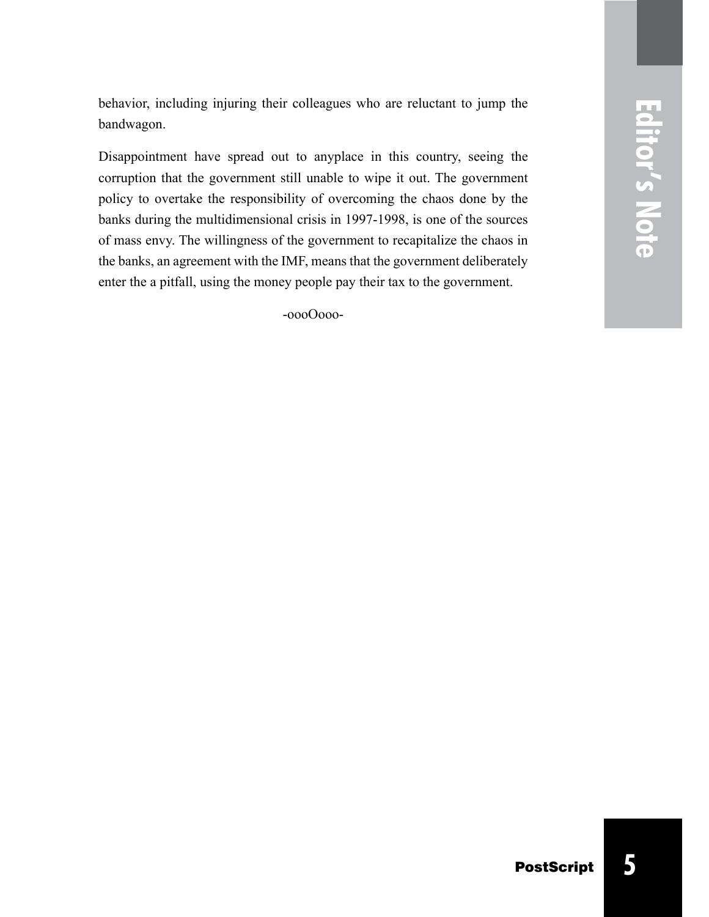behavior, including injuring their colleagues who are reluctant to jump the bandwagon.

Disappointment have spread out to anyplace in this country, seeing the corruption that the government still unable to wipe it out. The government policy to overtake the responsibility of overcoming the chaos done by the banks during the multidimensional crisis in 1997-1998, is one of the sources of mass envy. The willingness of the government to recapitalize the chaos in the banks, an agreement with the IMF, means that the government deliberately enter the a pitfall, using the money people pay their tax to the government.

-oooOooo-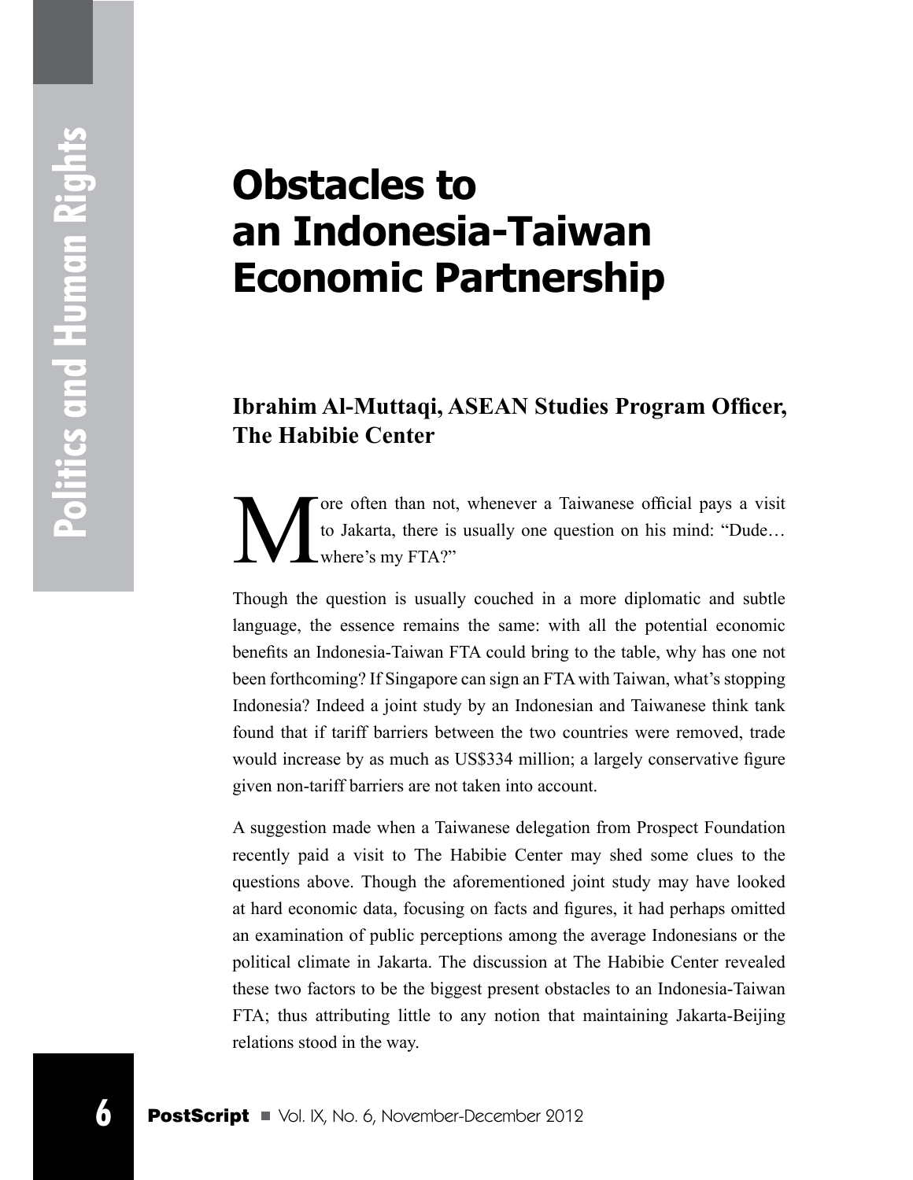# Obstacles to an Indonesia-Taiwan Economic Partnership

**Ibrahim Al-Muttaqi, ASEAN Studies Program Officer, The Habibie Center**

More often than not, whenever a Taiwanese official pays a visit to Jakarta, there is usually one question on his mind: "Dude… where's my FTA?"

Though the question is usually couched in a more diplomatic and subtle language, the essence remains the same: with all the potential economic benefits an Indonesia-Taiwan FTA could bring to the table, why has one not been forthcoming? If Singapore can sign an FTA with Taiwan, what's stopping Indonesia? Indeed a joint study by an Indonesian and Taiwanese think tank found that if tariff barriers between the two countries were removed, trade would increase by as much as US$334 million; a largely conservative figure given non-tariff barriers are not taken into account.

A suggestion made when a Taiwanese delegation from Prospect Foundation recently paid a visit to The Habibie Center may shed some clues to the questions above. Though the aforementioned joint study may have looked at hard economic data, focusing on facts and figures, it had perhaps omitted an examination of public perceptions among the average Indonesians or the political climate in Jakarta. The discussion at The Habibie Center revealed these two factors to be the biggest present obstacles to an Indonesia-Taiwan FTA; thus attributing little to any notion that maintaining Jakarta-Beijing relations stood in the way.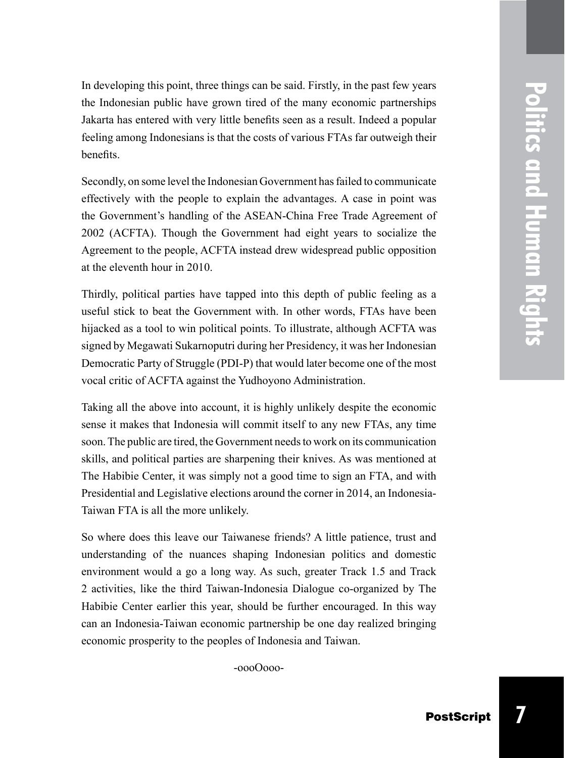In developing this point, three things can be said. Firstly, in the past few years the Indonesian public have grown tired of the many economic partnerships Jakarta has entered with very little benefits seen as a result. Indeed a popular feeling among Indonesians is that the costs of various FTAs far outweigh their benefits.

Secondly, on some level the Indonesian Government has failed to communicate effectively with the people to explain the advantages. A case in point was the Government's handling of the ASEAN-China Free Trade Agreement of 2002 (ACFTA). Though the Government had eight years to socialize the Agreement to the people, ACFTA instead drew widespread public opposition at the eleventh hour in 2010.

Thirdly, political parties have tapped into this depth of public feeling as a useful stick to beat the Government with. In other words, FTAs have been hijacked as a tool to win political points. To illustrate, although ACFTA was signed by Megawati Sukarnoputri during her Presidency, it was her Indonesian Democratic Party of Struggle (PDI-P) that would later become one of the most vocal critic of ACFTA against the Yudhoyono Administration.

Taking all the above into account, it is highly unlikely despite the economic sense it makes that Indonesia will commit itself to any new FTAs, any time soon. The public are tired, the Government needs to work on its communication skills, and political parties are sharpening their knives. As was mentioned at The Habibie Center, it was simply not a good time to sign an FTA, and with Presidential and Legislative elections around the corner in 2014, an Indonesia-Taiwan FTA is all the more unlikely.

So where does this leave our Taiwanese friends? A little patience, trust and understanding of the nuances shaping Indonesian politics and domestic environment would a go a long way. As such, greater Track 1.5 and Track 2 activities, like the third Taiwan-Indonesia Dialogue co-organized by The Habibie Center earlier this year, should be further encouraged. In this way can an Indonesia-Taiwan economic partnership be one day realized bringing economic prosperity to the peoples of Indonesia and Taiwan.

-oooOooo-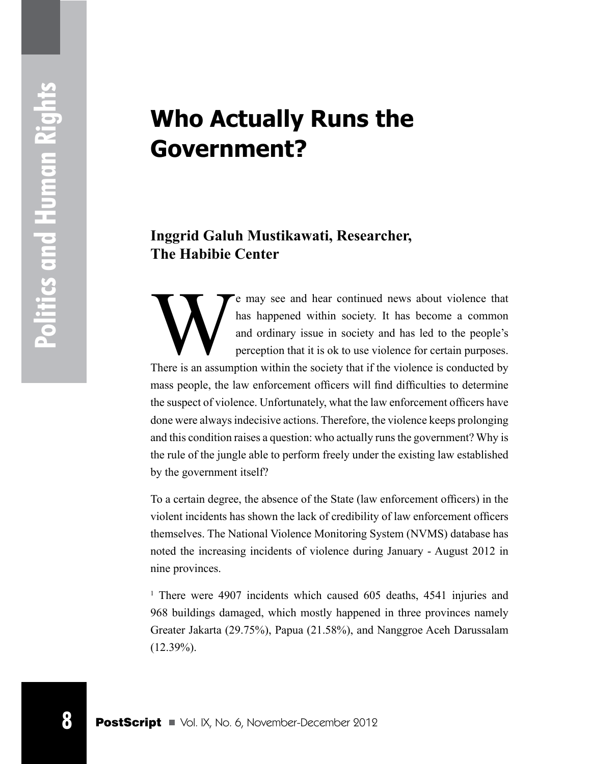# Who Actually Runs the Government?

**Inggrid Galuh Mustikawati, Researcher, The Habibie Center**

We may see and hear continued news about violence that has happened within society. It has become a common and ordinary issue in society and has led to the people's perception that it is ok to use violence for certain purposes. There is an assumption within the society that if the violence is conducted by mass people, the law enforcement officers will find difficulties to determine the suspect of violence. Unfortunately, what the law enforcement officers have done were always indecisive actions. Therefore, the violence keeps prolonging and this condition raises a question: who actually runs the government? Why is the rule of the jungle able to perform freely under the existing law established by the government itself?

To a certain degree, the absence of the State (law enforcement officers) in the violent incidents has shown the lack of credibility of law enforcement officers themselves. The National Violence Monitoring System (NVMS) database has noted the increasing incidents of violence during January - August 2012 in nine provinces.

[1] There were 4907 incidents which caused 605 deaths, 4541 injuries and 968 buildings damaged, which mostly happened in three provinces namely Greater Jakarta (29.75%), Papua (21.58%), and Nanggroe Aceh Darussalam (12.39%).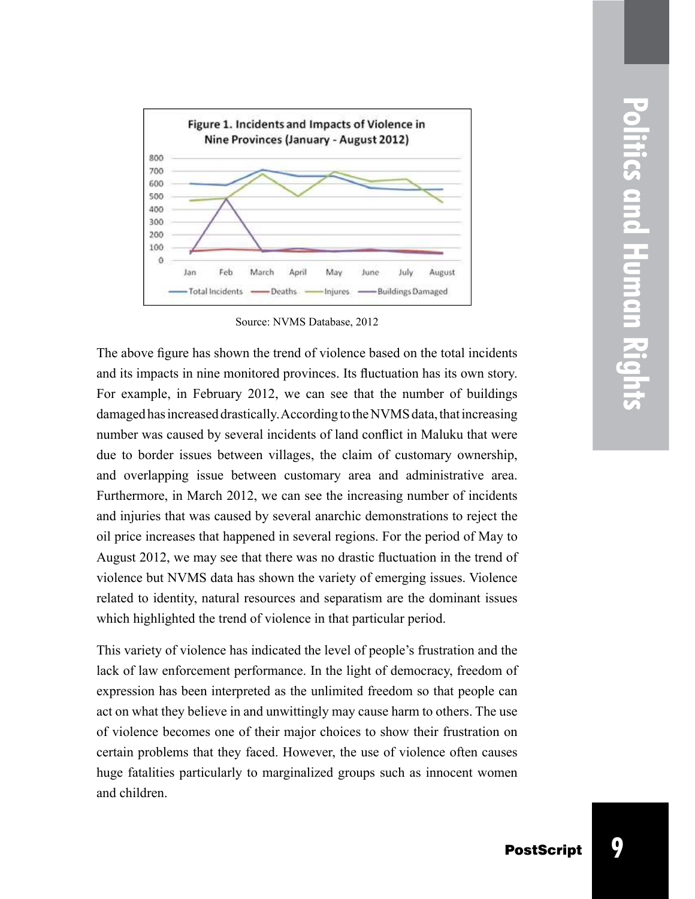**Figure 1. Incidents and Impacts of Violence in Nine Provinces (January - August 2012)**

Source: NVMS Database, 2012

The above figure has shown the trend of violence based on the total incidents and its impacts in nine monitored provinces. Its fluctuation has its own story. For example, in February 2012, we can see that the number of buildings damaged has increased drastically. According to the NVMS data, that increasing number was caused by several incidents of land conflict in Maluku that were due to border issues between villages, the claim of customary ownership, and overlapping issue between customary area and administrative area. Furthermore, in March 2012, we can see the increasing number of incidents and injuries that was caused by several anarchic demonstrations to reject the oil price increases that happened in several regions. For the period of May to August 2012, we may see that there was no drastic fluctuation in the trend of violence but NVMS data has shown the variety of emerging issues. Violence related to identity, natural resources and separatism are the dominant issues which highlighted the trend of violence in that particular period.

This variety of violence has indicated the level of people's frustration and the lack of law enforcement performance. In the light of democracy, freedom of expression has been interpreted as the unlimited freedom so that people can act on what they believe in and unwittingly may cause harm to others. The use of violence becomes one of their major choices to show their frustration on certain problems that they faced. However, the use of violence often causes huge fatalities particularly to marginalized groups such as innocent women and children.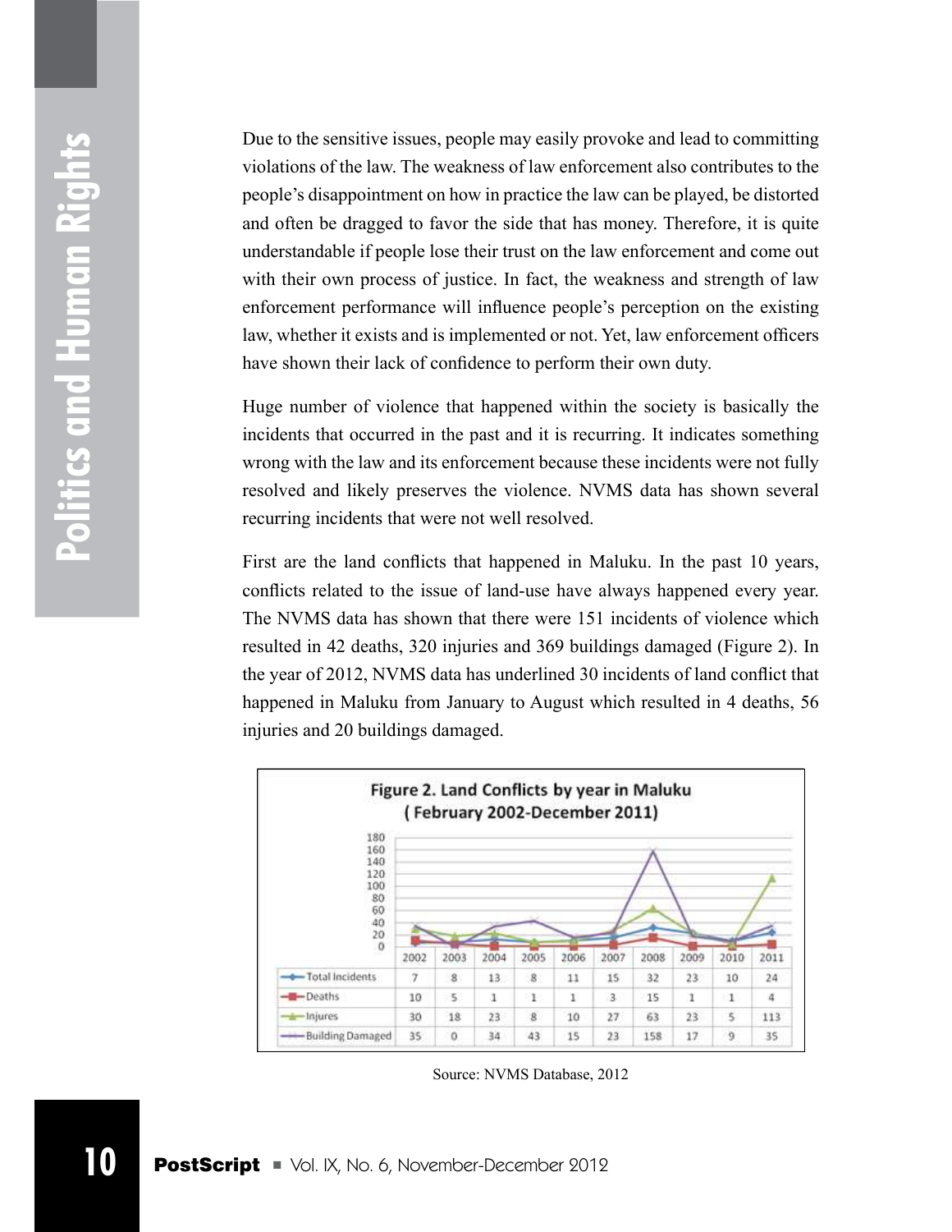Due to the sensitive issues, people may easily provoke and lead to committing violations of the law. The weakness of law enforcement also contributes to the people's disappointment on how in practice the law can be played, be distorted and often be dragged to favor the side that has money. Therefore, it is quite understandable if people lose their trust on the law enforcement and come out with their own process of justice. In fact, the weakness and strength of law enforcement performance will influence people's perception on the existing law, whether it exists and is implemented or not. Yet, law enforcement officers have shown their lack of confidence to perform their own duty.

Huge number of violence that happened within the society is basically the incidents that occurred in the past and it is recurring. It indicates something wrong with the law and its enforcement because these incidents were not fully resolved and likely preserves the violence. NVMS data has shown several recurring incidents that were not well resolved.

First are the land conflicts that happened in Maluku. In the past 10 years, conflicts related to the issue of land-use have always happened every year. The NVMS data has shown that there were 151 incidents of violence which resulted in 42 deaths, 320 injuries and 369 buildings damaged (Figure 2). In the year of 2012, NVMS data has underlined 30 incidents of land conflict that happened in Maluku from January to August which resulted in 4 deaths, 56 injuries and 20 buildings damaged.

**Figure 2. Land Conflicts by year in Maluku (February 2002-December 2011)**

| | 2002 | 2003 | 2004 | 2005 | 2006 | 2007 | 2008 | 2009 | 2010 | 2011 |
|---|---|---|---|---|---|---|---|---|---|---|
| Total Incidents | 7 | 8 | 13 | 8 | 11 | 15 | 32 | 23 | 10 | 24 |
| Deaths | 10 | 5 | 1 | 1 | 1 | 3 | 15 | 1 | 1 | 4 |
| Injures | 30 | 18 | 23 | 8 | 10 | 27 | 63 | 23 | 5 | 113 |
| Building Damaged | 35 | 0 | 34 | 43 | 15 | 23 | 158 | 17 | 9 | 35 |

Source: NVMS Database, 2012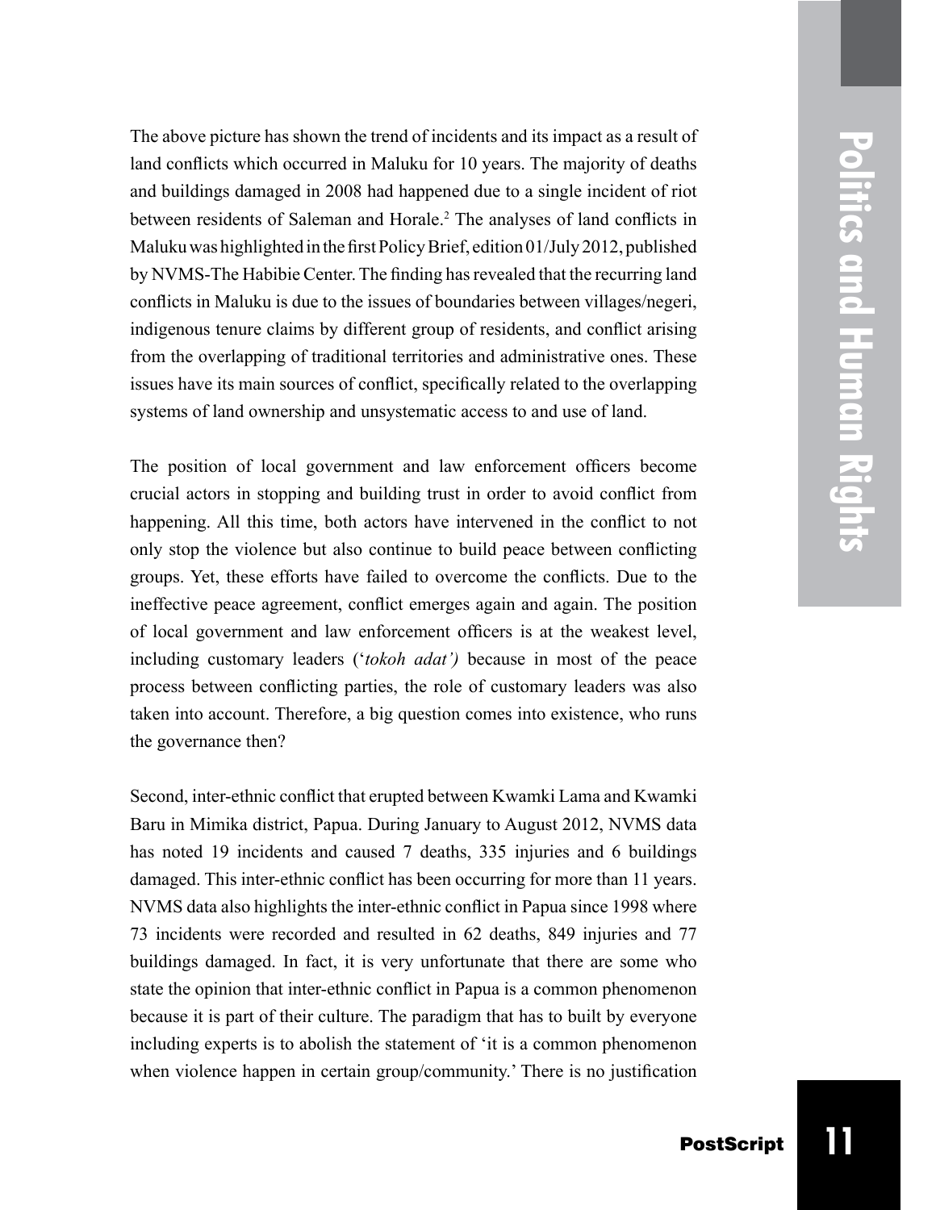The above picture has shown the trend of incidents and its impact as a result of land conflicts which occurred in Maluku for 10 years. The majority of deaths and buildings damaged in 2008 had happened due to a single incident of riot between residents of Saleman and Horale.[2] The analyses of land conflicts in Maluku was highlighted in the first Policy Brief, edition 01/July 2012, published by NVMS-The Habibie Center. The finding has revealed that the recurring land conflicts in Maluku is due to the issues of boundaries between villages/negeri, indigenous tenure claims by different group of residents, and conflict arising from the overlapping of traditional territories and administrative ones. These issues have its main sources of conflict, specifically related to the overlapping systems of land ownership and unsystematic access to and use of land.

The position of local government and law enforcement officers become crucial actors in stopping and building trust in order to avoid conflict from happening. All this time, both actors have intervened in the conflict to not only stop the violence but also continue to build peace between conflicting groups. Yet, these efforts have failed to overcome the conflicts. Due to the ineffective peace agreement, conflict emerges again and again. The position of local government and law enforcement officers is at the weakest level, including customary leaders ('*tokoh adat')* because in most of the peace process between conflicting parties, the role of customary leaders was also taken into account. Therefore, a big question comes into existence, who runs the governance then?

Second, inter-ethnic conflict that erupted between Kwamki Lama and Kwamki Baru in Mimika district, Papua. During January to August 2012, NVMS data has noted 19 incidents and caused 7 deaths, 335 injuries and 6 buildings damaged. This inter-ethnic conflict has been occurring for more than 11 years. NVMS data also highlights the inter-ethnic conflict in Papua since 1998 where 73 incidents were recorded and resulted in 62 deaths, 849 injuries and 77 buildings damaged. In fact, it is very unfortunate that there are some who state the opinion that inter-ethnic conflict in Papua is a common phenomenon because it is part of their culture. The paradigm that has to built by everyone including experts is to abolish the statement of 'it is a common phenomenon when violence happen in certain group/community.' There is no justification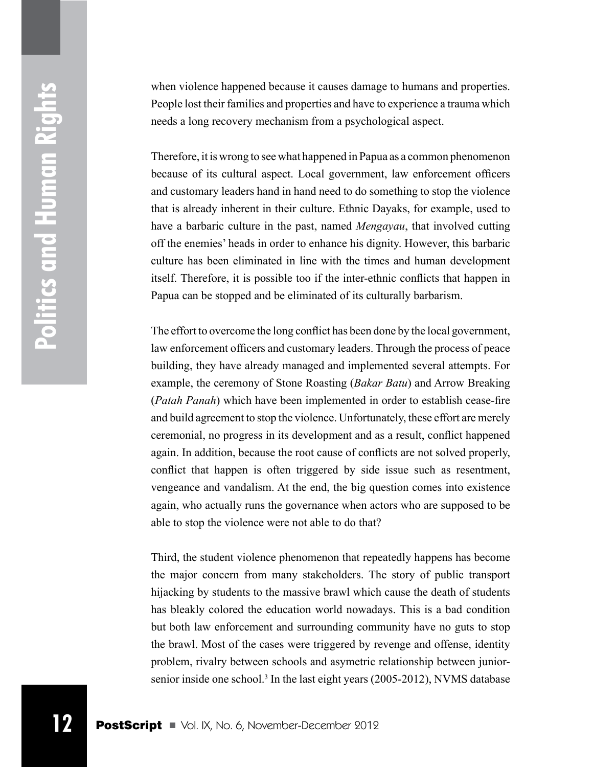when violence happened because it causes damage to humans and properties. People lost their families and properties and have to experience a trauma which needs a long recovery mechanism from a psychological aspect.

Therefore, it is wrong to see what happened in Papua as a common phenomenon because of its cultural aspect. Local government, law enforcement officers and customary leaders hand in hand need to do something to stop the violence that is already inherent in their culture. Ethnic Dayaks, for example, used to have a barbaric culture in the past, named *Mengayau*, that involved cutting off the enemies' heads in order to enhance his dignity. However, this barbaric culture has been eliminated in line with the times and human development itself. Therefore, it is possible too if the inter-ethnic conflicts that happen in Papua can be stopped and be eliminated of its culturally barbarism.

The effort to overcome the long conflict has been done by the local government, law enforcement officers and customary leaders. Through the process of peace building, they have already managed and implemented several attempts. For example, the ceremony of Stone Roasting (*Bakar Batu*) and Arrow Breaking (*Patah Panah*) which have been implemented in order to establish cease-fire and build agreement to stop the violence. Unfortunately, these effort are merely ceremonial, no progress in its development and as a result, conflict happened again. In addition, because the root cause of conflicts are not solved properly, conflict that happen is often triggered by side issue such as resentment, vengeance and vandalism. At the end, the big question comes into existence again, who actually runs the governance when actors who are supposed to be able to stop the violence were not able to do that?

Third, the student violence phenomenon that repeatedly happens has become the major concern from many stakeholders. The story of public transport hijacking by students to the massive brawl which cause the death of students has bleakly colored the education world nowadays. This is a bad condition but both law enforcement and surrounding community have no guts to stop the brawl. Most of the cases were triggered by revenge and offense, identity problem, rivalry between schools and asymetric relationship between junior-senior inside one school.[3] In the last eight years (2005-2012), NVMS database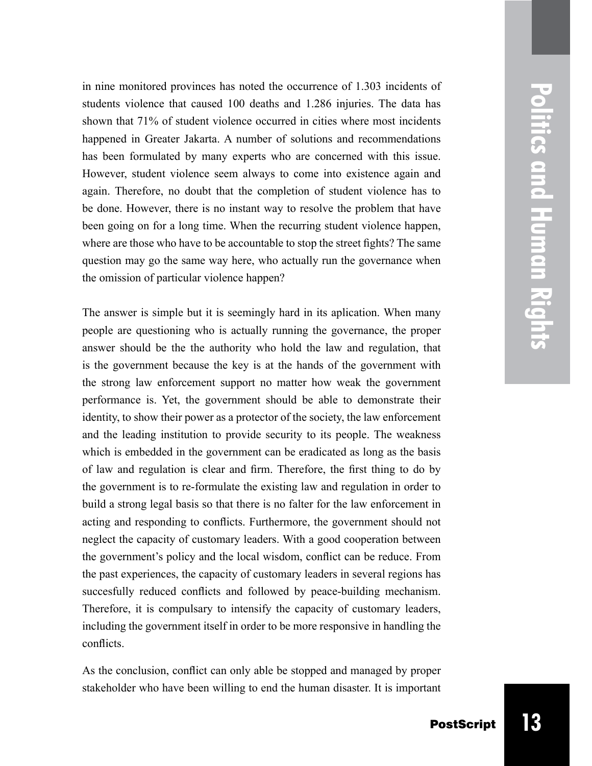in nine monitored provinces has noted the occurrence of 1.303 incidents of students violence that caused 100 deaths and 1.286 injuries. The data has shown that 71% of student violence occurred in cities where most incidents happened in Greater Jakarta. A number of solutions and recommendations has been formulated by many experts who are concerned with this issue. However, student violence seem always to come into existence again and again. Therefore, no doubt that the completion of student violence has to be done. However, there is no instant way to resolve the problem that have been going on for a long time. When the recurring student violence happen, where are those who have to be accountable to stop the street fights? The same question may go the same way here, who actually run the governance when the omission of particular violence happen?

The answer is simple but it is seemingly hard in its aplication. When many people are questioning who is actually running the governance, the proper answer should be the the authority who hold the law and regulation, that is the government because the key is at the hands of the government with the strong law enforcement support no matter how weak the government performance is. Yet, the government should be able to demonstrate their identity, to show their power as a protector of the society, the law enforcement and the leading institution to provide security to its people. The weakness which is embedded in the government can be eradicated as long as the basis of law and regulation is clear and firm. Therefore, the first thing to do by the government is to re-formulate the existing law and regulation in order to build a strong legal basis so that there is no falter for the law enforcement in acting and responding to conflicts. Furthermore, the government should not neglect the capacity of customary leaders. With a good cooperation between the government's policy and the local wisdom, conflict can be reduce. From the past experiences, the capacity of customary leaders in several regions has succesfully reduced conflicts and followed by peace-building mechanism. Therefore, it is compulsary to intensify the capacity of customary leaders, including the government itself in order to be more responsive in handling the conflicts.

As the conclusion, conflict can only able be stopped and managed by proper stakeholder who have been willing to end the human disaster. It is important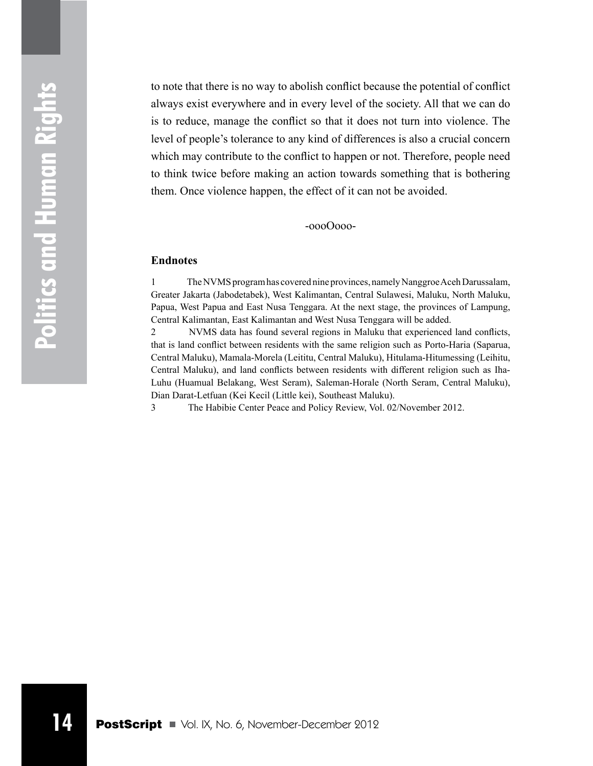to note that there is no way to abolish conflict because the potential of conflict always exist everywhere and in every level of the society. All that we can do is to reduce, manage the conflict so that it does not turn into violence. The level of people's tolerance to any kind of differences is also a crucial concern which may contribute to the conflict to happen or not. Therefore, people need to think twice before making an action towards something that is bothering them. Once violence happen, the effect of it can not be avoided.

-oooOooo-

**Endnotes**

1 The NVMS program has covered nine provinces, namely Nanggroe Aceh Darussalam, Greater Jakarta (Jabodetabek), West Kalimantan, Central Sulawesi, Maluku, North Maluku, Papua, West Papua and East Nusa Tenggara. At the next stage, the provinces of Lampung, Central Kalimantan, East Kalimantan and West Nusa Tenggara will be added.

2 NVMS data has found several regions in Maluku that experienced land conflicts, that is land conflict between residents with the same religion such as Porto-Haria (Saparua, Central Maluku), Mamala-Morela (Leititu, Central Maluku), Hitulama-Hitumessing (Leihitu, Central Maluku), and land conflicts between residents with different religion such as Iha-Luhu (Huamual Belakang, West Seram), Saleman-Horale (North Seram, Central Maluku), Dian Darat-Letfuan (Kei Kecil (Little kei), Southeast Maluku).

3 The Habibie Center Peace and Policy Review, Vol. 02/November 2012.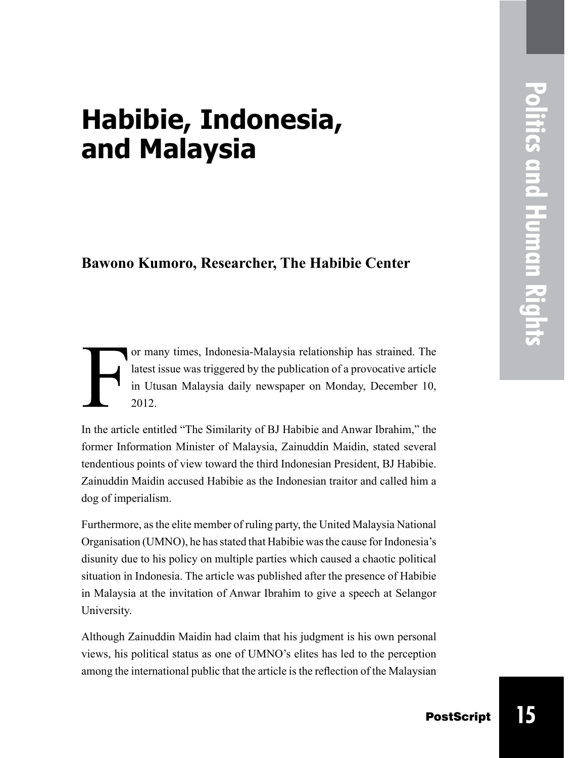# Habibie, Indonesia, and Malaysia

**Bawono Kumoro, Researcher, The Habibie Center**

For many times, Indonesia-Malaysia relationship has strained. The latest issue was triggered by the publication of a provocative article in Utusan Malaysia daily newspaper on Monday, December 10, 2012.

In the article entitled "The Similarity of BJ Habibie and Anwar Ibrahim," the former Information Minister of Malaysia, Zainuddin Maidin, stated several tendentious points of view toward the third Indonesian President, BJ Habibie. Zainuddin Maidin accused Habibie as the Indonesian traitor and called him a dog of imperialism.

Furthermore, as the elite member of ruling party, the United Malaysia National Organisation (UMNO), he has stated that Habibie was the cause for Indonesia's disunity due to his policy on multiple parties which caused a chaotic political situation in Indonesia. The article was published after the presence of Habibie in Malaysia at the invitation of Anwar Ibrahim to give a speech at Selangor University.

Although Zainuddin Maidin had claim that his judgment is his own personal views, his political status as one of UMNO's elites has led to the perception among the international public that the article is the reflection of the Malaysian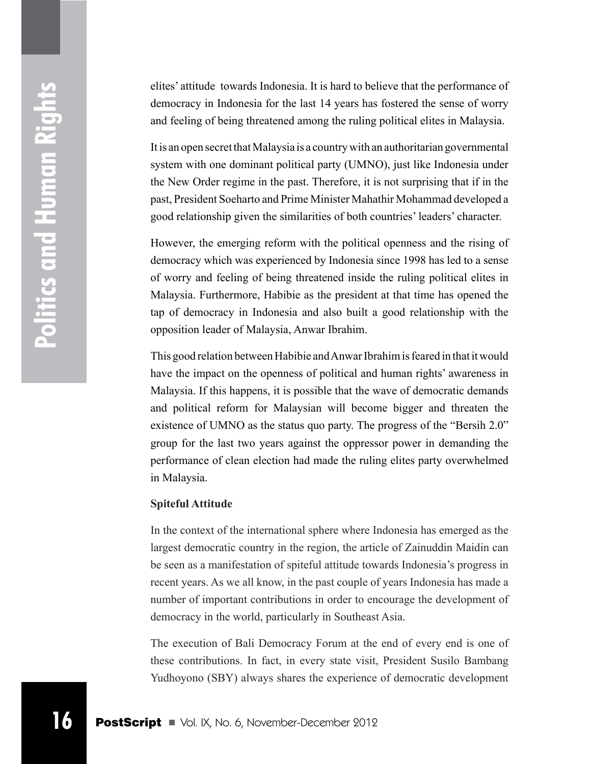elites' attitude towards Indonesia. It is hard to believe that the performance of democracy in Indonesia for the last 14 years has fostered the sense of worry and feeling of being threatened among the ruling political elites in Malaysia.

It is an open secret that Malaysia is a country with an authoritarian governmental system with one dominant political party (UMNO), just like Indonesia under the New Order regime in the past. Therefore, it is not surprising that if in the past, President Soeharto and Prime Minister Mahathir Mohammad developed a good relationship given the similarities of both countries' leaders' character.

However, the emerging reform with the political openness and the rising of democracy which was experienced by Indonesia since 1998 has led to a sense of worry and feeling of being threatened inside the ruling political elites in Malaysia. Furthermore, Habibie as the president at that time has opened the tap of democracy in Indonesia and also built a good relationship with the opposition leader of Malaysia, Anwar Ibrahim.

This good relation between Habibie and Anwar Ibrahim is feared in that it would have the impact on the openness of political and human rights' awareness in Malaysia. If this happens, it is possible that the wave of democratic demands and political reform for Malaysian will become bigger and threaten the existence of UMNO as the status quo party. The progress of the "Bersih 2.0" group for the last two years against the oppressor power in demanding the performance of clean election had made the ruling elites party overwhelmed in Malaysia.

**Spiteful Attitude**

In the context of the international sphere where Indonesia has emerged as the largest democratic country in the region, the article of Zainuddin Maidin can be seen as a manifestation of spiteful attitude towards Indonesia's progress in recent years. As we all know, in the past couple of years Indonesia has made a number of important contributions in order to encourage the development of democracy in the world, particularly in Southeast Asia.

The execution of Bali Democracy Forum at the end of every end is one of these contributions. In fact, in every state visit, President Susilo Bambang Yudhoyono (SBY) always shares the experience of democratic development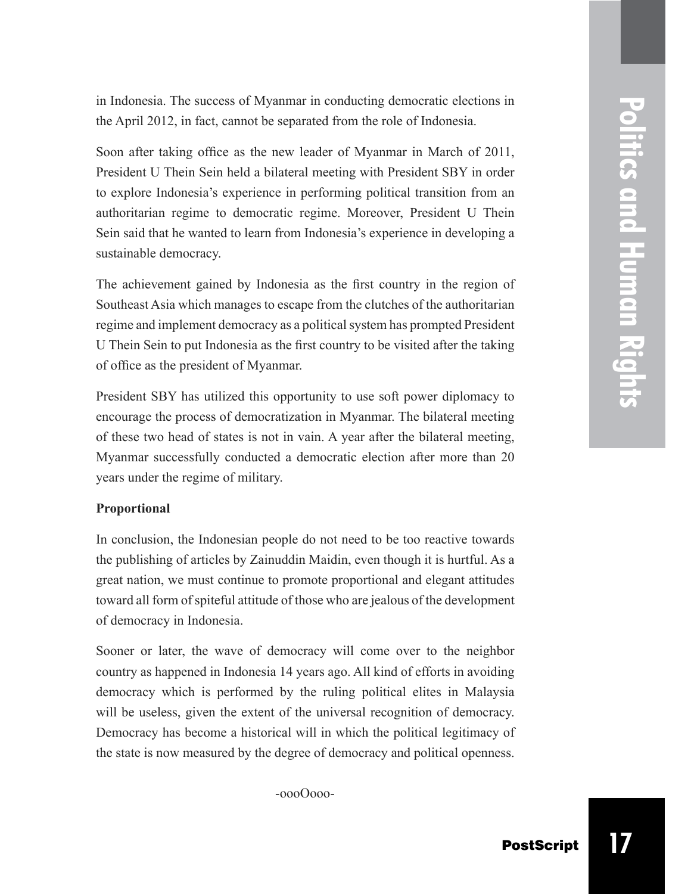in Indonesia. The success of Myanmar in conducting democratic elections in the April 2012, in fact, cannot be separated from the role of Indonesia.

Soon after taking office as the new leader of Myanmar in March of 2011, President U Thein Sein held a bilateral meeting with President SBY in order to explore Indonesia's experience in performing political transition from an authoritarian regime to democratic regime. Moreover, President U Thein Sein said that he wanted to learn from Indonesia's experience in developing a sustainable democracy.

The achievement gained by Indonesia as the first country in the region of Southeast Asia which manages to escape from the clutches of the authoritarian regime and implement democracy as a political system has prompted President U Thein Sein to put Indonesia as the first country to be visited after the taking of office as the president of Myanmar.

President SBY has utilized this opportunity to use soft power diplomacy to encourage the process of democratization in Myanmar. The bilateral meeting of these two head of states is not in vain. A year after the bilateral meeting, Myanmar successfully conducted a democratic election after more than 20 years under the regime of military.

**Proportional**

In conclusion, the Indonesian people do not need to be too reactive towards the publishing of articles by Zainuddin Maidin, even though it is hurtful. As a great nation, we must continue to promote proportional and elegant attitudes toward all form of spiteful attitude of those who are jealous of the development of democracy in Indonesia.

Sooner or later, the wave of democracy will come over to the neighbor country as happened in Indonesia 14 years ago. All kind of efforts in avoiding democracy which is performed by the ruling political elites in Malaysia will be useless, given the extent of the universal recognition of democracy. Democracy has become a historical will in which the political legitimacy of the state is now measured by the degree of democracy and political openness.

-oooOooo-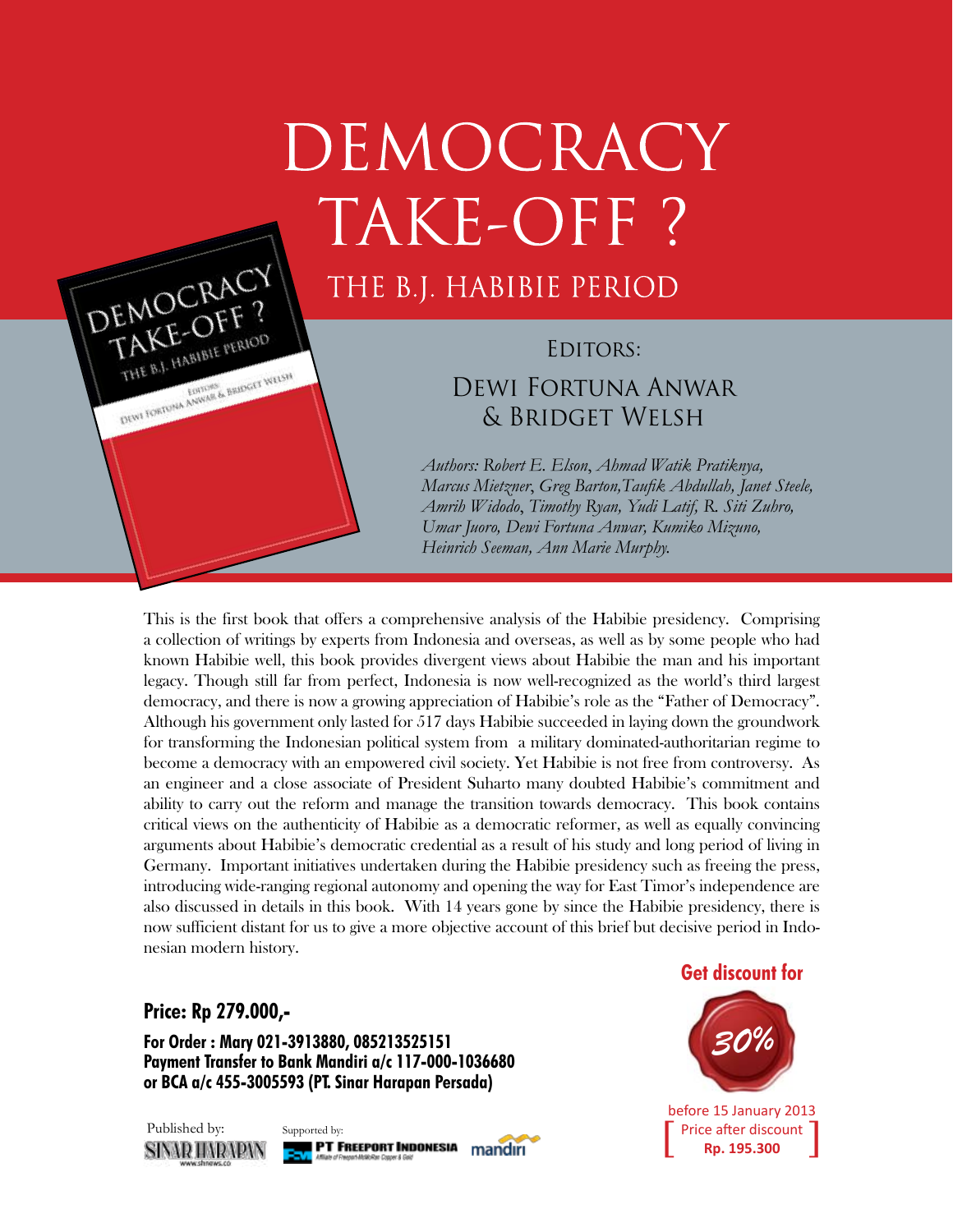# DEMOCRACY TAKE-OFF ?

## THE B.J. HABIBIE PERIOD

EDITORS:

DEWI FORTUNA ANWAR & BRIDGET WELSH

*Authors: Robert E. Elson, Ahmad Watik Pratiknya, Marcus Mietzner, Greg Barton,Taufik Abdullah, Janet Steele, Amrih Widodo, Timothy Ryan, Yudi Latif, R. Siti Zuhro, Umar Juoro, Dewi Fortuna Anwar, Kumiko Mizuno, Heinrich Seeman, Ann Marie Murphy.*

This is the first book that offers a comprehensive analysis of the Habibie presidency. Comprising a collection of writings by experts from Indonesia and overseas, as well as by some people who had known Habibie well, this book provides divergent views about Habibie the man and his important legacy. Though still far from perfect, Indonesia is now well-recognized as the world's third largest democracy, and there is now a growing appreciation of Habibie's role as the "Father of Democracy". Although his government only lasted for 517 days Habibie succeeded in laying down the groundwork for transforming the Indonesian political system from a military dominated-authoritarian regime to become a democracy with an empowered civil society. Yet Habibie is not free from controversy. As an engineer and a close associate of President Suharto many doubted Habibie's commitment and ability to carry out the reform and manage the transition towards democracy. This book contains critical views on the authenticity of Habibie as a democratic reformer, as well as equally convincing arguments about Habibie's democratic credential as a result of his study and long period of living in Germany. Important initiatives undertaken during the Habibie presidency such as freeing the press, introducing wide-ranging regional autonomy and opening the way for East Timor's independence are also discussed in details in this book. With 14 years gone by since the Habibie presidency, there is now sufficient distant for us to give a more objective account of this brief but decisive period in Indonesian modern history.

**Price: Rp 279.000,-**

**For Order : Mary 021-3913880, 085213525151**
**Payment Transfer to Bank Mandiri a/c 117-000-1036680**
**or BCA a/c 455-3005593 (PT. Sinar Harapan Persada)**

**Get discount for 30%**

before 15 January 2013
[ Price after discount **Rp. 195.300** ]

Published by: SINAR HARAPAN www.shnews.co

Supported by: PT FREEPORT INDONESIA, mandiri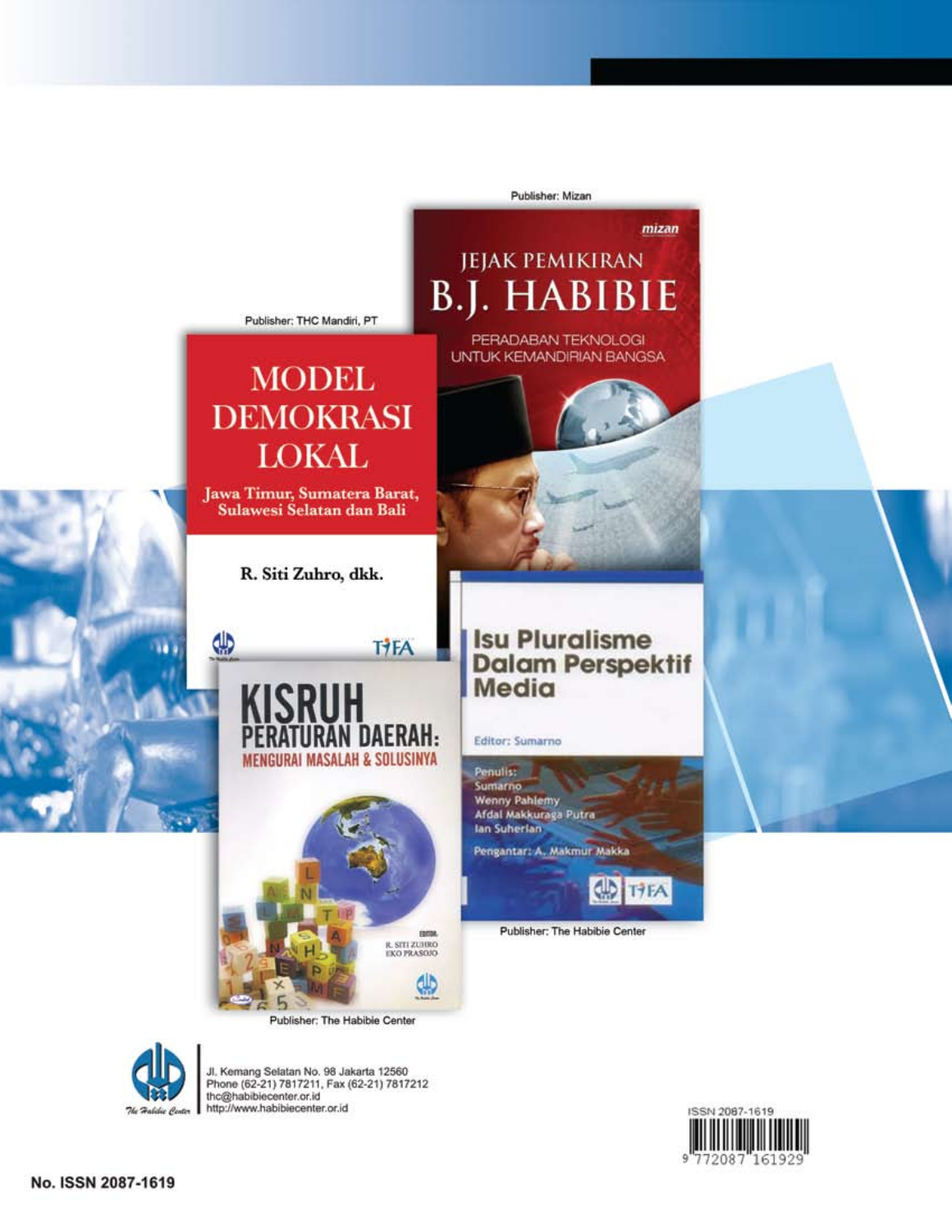Publisher: Mizan

**JEJAK PEMIKIRAN B.J. HABIBIE**

PERADABAN TEKNOLOGI UNTUK KEMANDIRIAN BANGSA

Publisher: THC Mandiri, PT

**MODEL DEMOKRASI LOKAL**

Jawa Timur, Sumatera Barat, Sulawesi Selatan dan Bali

R. Siti Zuhro, dkk.

**KISRUH PERATURAN DAERAH: MENGURAI MASALAH & SOLUSINYA**

Editor: R. Siti Zuhro, Eko Prasojo

Publisher: The Habibie Center

**Isu Pluralisme Dalam Perspektif Media**

Editor: Sumarno

Penulis: Sumarno, Wenny Pahlemy, Afdal Makkuraga Putra, Ian Suherlan

Pengantar: A. Makmur Makka

Publisher: The Habibie Center

The Habibie Center

Jl. Kemang Selatan No. 98 Jakarta 12560
Phone (62-21) 7817211, Fax (62-21) 7817212
thc@habibiecenter.or.id
http://www.habibiecenter.or.id

ISSN 2087-1619

9 772087 161929

No. ISSN 2087-1619